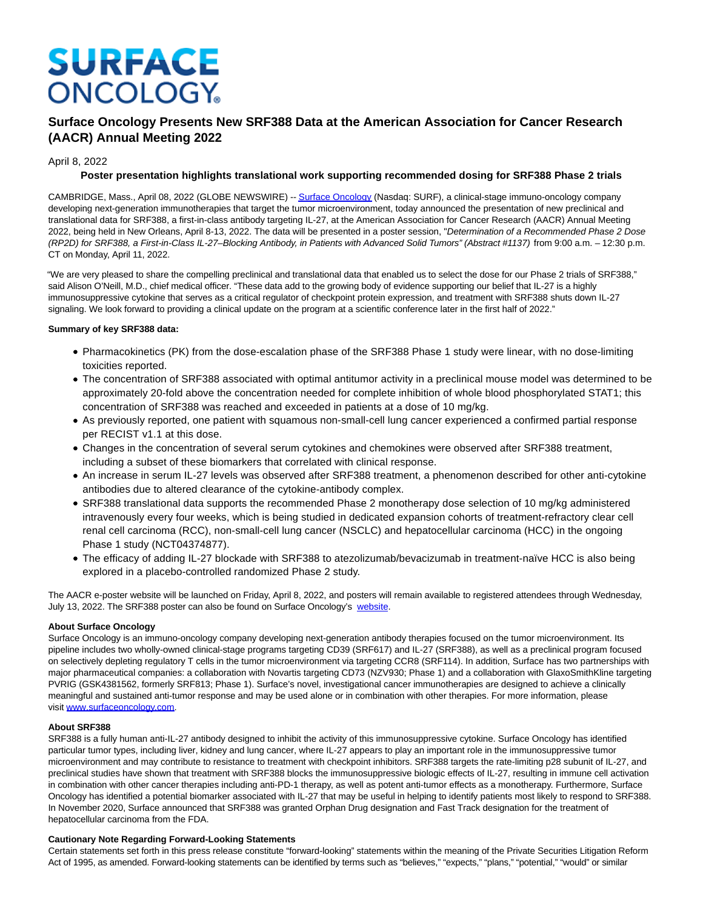# SURFACE ONCOLOGY

## Surface Oncology Presents New SRF388 Data at the American Association for Cancer Research (AACR) Annual Meeting 2022

April 8, 2022

**Poster presentation highlights translational work supporting recommended dosing for SRF388 Phase 2 trials**

CAMBRIDGE, Mass., April 08, 2022 (GLOBE NEWSWIRE) -- Surface Oncology (Nasdaq: SURF), a clinical-stage immuno-oncology company developing next-generation immunotherapies that target the tumor microenvironment, today announced the presentation of new preclinical and translational data for SRF388, a first-in-class antibody targeting IL-27, at the American Association for Cancer Research (AACR) Annual Meeting 2022, being held in New Orleans, April 8-13, 2022. The data will be presented in a poster session, "*Determination of a Recommended Phase 2 Dose (RP2D) for SRF388, a First-in-Class IL-27–Blocking Antibody, in Patients with Advanced Solid Tumors" (Abstract #1137)* from 9:00 a.m. – 12:30 p.m. CT on Monday, April 11, 2022.

"We are very pleased to share the compelling preclinical and translational data that enabled us to select the dose for our Phase 2 trials of SRF388," said Alison O'Neill, M.D., chief medical officer. "These data add to the growing body of evidence supporting our belief that IL-27 is a highly immunosuppressive cytokine that serves as a critical regulator of checkpoint protein expression, and treatment with SRF388 shuts down IL-27 signaling. We look forward to providing a clinical update on the program at a scientific conference later in the first half of 2022."

**Summary of key SRF388 data:**

- Pharmacokinetics (PK) from the dose-escalation phase of the SRF388 Phase 1 study were linear, with no dose-limiting toxicities reported.
- The concentration of SRF388 associated with optimal antitumor activity in a preclinical mouse model was determined to be approximately 20-fold above the concentration needed for complete inhibition of whole blood phosphorylated STAT1; this concentration of SRF388 was reached and exceeded in patients at a dose of 10 mg/kg.
- As previously reported, one patient with squamous non-small-cell lung cancer experienced a confirmed partial response per RECIST v1.1 at this dose.
- Changes in the concentration of several serum cytokines and chemokines were observed after SRF388 treatment, including a subset of these biomarkers that correlated with clinical response.
- An increase in serum IL-27 levels was observed after SRF388 treatment, a phenomenon described for other anti-cytokine antibodies due to altered clearance of the cytokine-antibody complex.
- SRF388 translational data supports the recommended Phase 2 monotherapy dose selection of 10 mg/kg administered intravenously every four weeks, which is being studied in dedicated expansion cohorts of treatment-refractory clear cell renal cell carcinoma (RCC), non-small-cell lung cancer (NSCLC) and hepatocellular carcinoma (HCC) in the ongoing Phase 1 study (NCT04374877).
- The efficacy of adding IL-27 blockade with SRF388 to atezolizumab/bevacizumab in treatment-naïve HCC is also being explored in a placebo-controlled randomized Phase 2 study.

The AACR e-poster website will be launched on Friday, April 8, 2022, and posters will remain available to registered attendees through Wednesday, July 13, 2022. The SRF388 poster can also be found on Surface Oncology's website.

**About Surface Oncology**
Surface Oncology is an immuno-oncology company developing next-generation antibody therapies focused on the tumor microenvironment. Its pipeline includes two wholly-owned clinical-stage programs targeting CD39 (SRF617) and IL-27 (SRF388), as well as a preclinical program focused on selectively depleting regulatory T cells in the tumor microenvironment via targeting CCR8 (SRF114). In addition, Surface has two partnerships with major pharmaceutical companies: a collaboration with Novartis targeting CD73 (NZV930; Phase 1) and a collaboration with GlaxoSmithKline targeting PVRIG (GSK4381562, formerly SRF813; Phase 1). Surface's novel, investigational cancer immunotherapies are designed to achieve a clinically meaningful and sustained anti-tumor response and may be used alone or in combination with other therapies. For more information, please visit www.surfaceoncology.com.

**About SRF388**
SRF388 is a fully human anti-IL-27 antibody designed to inhibit the activity of this immunosuppressive cytokine. Surface Oncology has identified particular tumor types, including liver, kidney and lung cancer, where IL-27 appears to play an important role in the immunosuppressive tumor microenvironment and may contribute to resistance to treatment with checkpoint inhibitors. SRF388 targets the rate-limiting p28 subunit of IL-27, and preclinical studies have shown that treatment with SRF388 blocks the immunosuppressive biologic effects of IL-27, resulting in immune cell activation in combination with other cancer therapies including anti-PD-1 therapy, as well as potent anti-tumor effects as a monotherapy. Furthermore, Surface Oncology has identified a potential biomarker associated with IL-27 that may be useful in helping to identify patients most likely to respond to SRF388. In November 2020, Surface announced that SRF388 was granted Orphan Drug designation and Fast Track designation for the treatment of hepatocellular carcinoma from the FDA.

**Cautionary Note Regarding Forward-Looking Statements**
Certain statements set forth in this press release constitute "forward-looking" statements within the meaning of the Private Securities Litigation Reform Act of 1995, as amended. Forward-looking statements can be identified by terms such as "believes," "expects," "plans," "potential," "would" or similar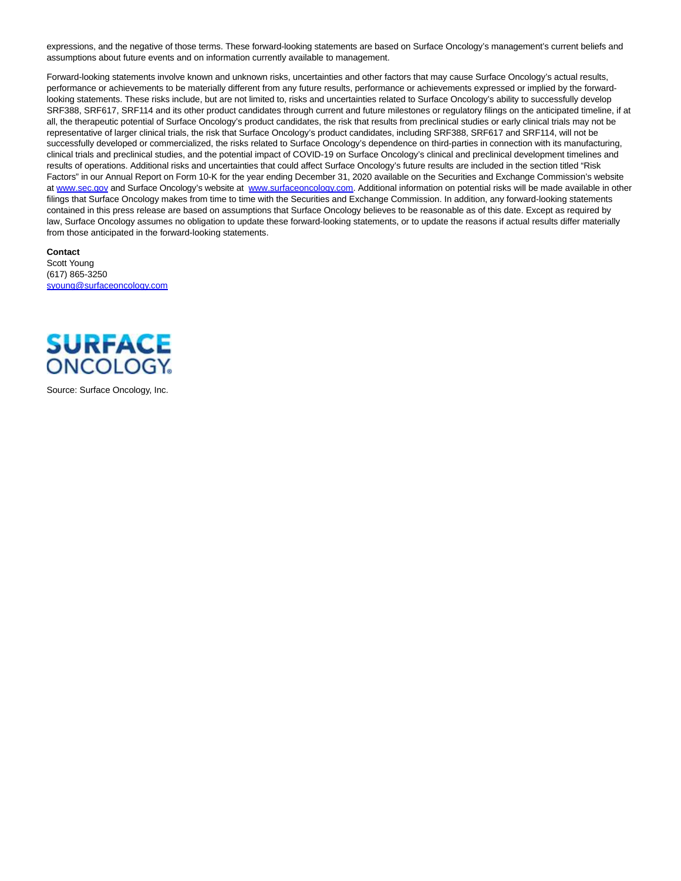expressions, and the negative of those terms. These forward-looking statements are based on Surface Oncology's management's current beliefs and assumptions about future events and on information currently available to management.

Forward-looking statements involve known and unknown risks, uncertainties and other factors that may cause Surface Oncology's actual results, performance or achievements to be materially different from any future results, performance or achievements expressed or implied by the forward-looking statements. These risks include, but are not limited to, risks and uncertainties related to Surface Oncology's ability to successfully develop SRF388, SRF617, SRF114 and its other product candidates through current and future milestones or regulatory filings on the anticipated timeline, if at all, the therapeutic potential of Surface Oncology's product candidates, the risk that results from preclinical studies or early clinical trials may not be representative of larger clinical trials, the risk that Surface Oncology's product candidates, including SRF388, SRF617 and SRF114, will not be successfully developed or commercialized, the risks related to Surface Oncology's dependence on third-parties in connection with its manufacturing, clinical trials and preclinical studies, and the potential impact of COVID-19 on Surface Oncology's clinical and preclinical development timelines and results of operations. Additional risks and uncertainties that could affect Surface Oncology's future results are included in the section titled "Risk Factors" in our Annual Report on Form 10-K for the year ending December 31, 2020 available on the Securities and Exchange Commission's website at www.sec.gov and Surface Oncology's website at www.surfaceoncology.com. Additional information on potential risks will be made available in other filings that Surface Oncology makes from time to time with the Securities and Exchange Commission. In addition, any forward-looking statements contained in this press release are based on assumptions that Surface Oncology believes to be reasonable as of this date. Except as required by law, Surface Oncology assumes no obligation to update these forward-looking statements, or to update the reasons if actual results differ materially from those anticipated in the forward-looking statements.

**Contact**
Scott Young
(617) 865-3250
syoung@surfaceoncology.com

SURFACE ONCOLOGY

Source: Surface Oncology, Inc.